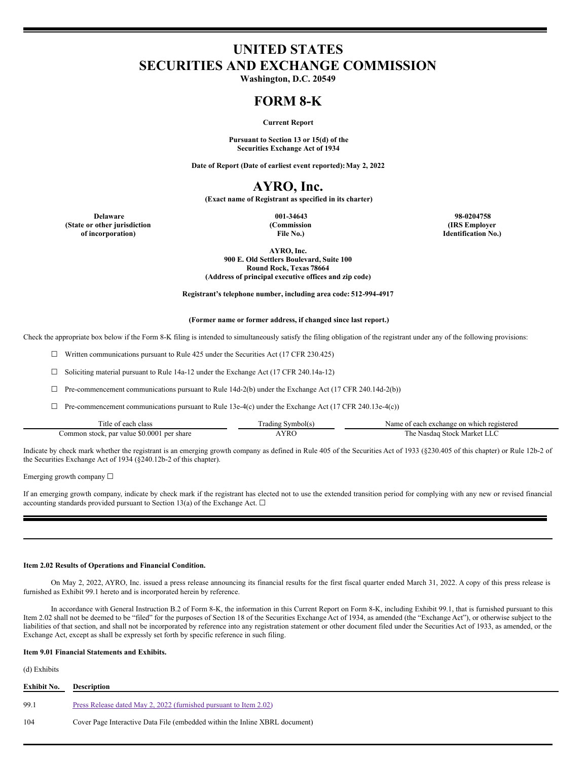# UNITED STATES
# SECURITIES AND EXCHANGE COMMISSION

**Washington, D.C. 20549**

# FORM 8-K

**Current Report**

**Pursuant to Section 13 or 15(d) of the Securities Exchange Act of 1934**

**Date of Report (Date of earliest event reported): May 2, 2022**

# AYRO, Inc.

**(Exact name of Registrant as specified in its charter)**

| Delaware | 001-34643 | 98-0204758 |
|---|---|---|
| (State or other jurisdiction of incorporation) | (Commission File No.) | (IRS Employer Identification No.) |

**AYRO, Inc.**
**900 E. Old Settlers Boulevard, Suite 100**
**Round Rock, Texas 78664**
**(Address of principal executive offices and zip code)**

**Registrant's telephone number, including area code: 512-994-4917**

**(Former name or former address, if changed since last report.)**

Check the appropriate box below if the Form 8-K filing is intended to simultaneously satisfy the filing obligation of the registrant under any of the following provisions:

☐ Written communications pursuant to Rule 425 under the Securities Act (17 CFR 230.425)

☐ Soliciting material pursuant to Rule 14a-12 under the Exchange Act (17 CFR 240.14a-12)

☐ Pre-commencement communications pursuant to Rule 14d-2(b) under the Exchange Act (17 CFR 240.14d-2(b))

☐ Pre-commencement communications pursuant to Rule 13e-4(c) under the Exchange Act (17 CFR 240.13e-4(c))

| Title of each class | Trading Symbol(s) | Name of each exchange on which registered |
|---|---|---|
| Common stock, par value $0.0001 per share | AYRO | The Nasdaq Stock Market LLC |

Indicate by check mark whether the registrant is an emerging growth company as defined in Rule 405 of the Securities Act of 1933 (§230.405 of this chapter) or Rule 12b-2 of the Securities Exchange Act of 1934 (§240.12b-2 of this chapter).

Emerging growth company ☐

If an emerging growth company, indicate by check mark if the registrant has elected not to use the extended transition period for complying with any new or revised financial accounting standards provided pursuant to Section 13(a) of the Exchange Act. ☐

**Item 2.02 Results of Operations and Financial Condition.**

On May 2, 2022, AYRO, Inc. issued a press release announcing its financial results for the first fiscal quarter ended March 31, 2022. A copy of this press release is furnished as Exhibit 99.1 hereto and is incorporated herein by reference.

In accordance with General Instruction B.2 of Form 8-K, the information in this Current Report on Form 8-K, including Exhibit 99.1, that is furnished pursuant to this Item 2.02 shall not be deemed to be "filed" for the purposes of Section 18 of the Securities Exchange Act of 1934, as amended (the "Exchange Act"), or otherwise subject to the liabilities of that section, and shall not be incorporated by reference into any registration statement or other document filed under the Securities Act of 1933, as amended, or the Exchange Act, except as shall be expressly set forth by specific reference in such filing.

**Item 9.01 Financial Statements and Exhibits.**

(d) Exhibits

| Exhibit No. | Description |
|---|---|
| 99.1 | Press Release dated May 2, 2022 (furnished pursuant to Item 2.02) |
| 104 | Cover Page Interactive Data File (embedded within the Inline XBRL document) |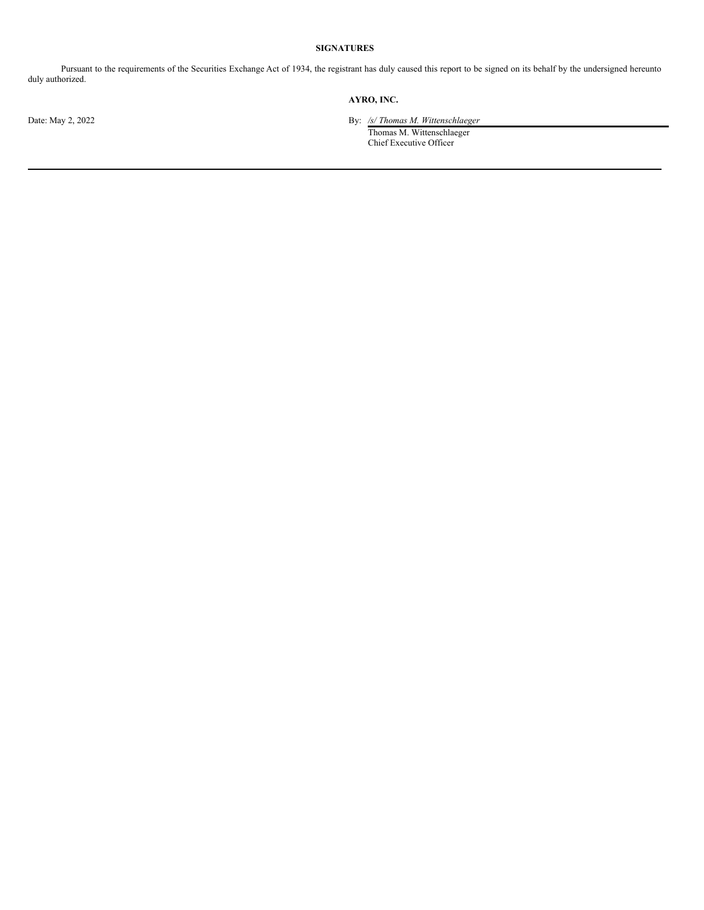## SIGNATURES

Pursuant to the requirements of the Securities Exchange Act of 1934, the registrant has duly caused this report to be signed on its behalf by the undersigned hereunto duly authorized.

**AYRO, INC.**

Date: May 2, 2022

By: */s/ Thomas M. Wittenschlaeger*
Thomas M. Wittenschlaeger
Chief Executive Officer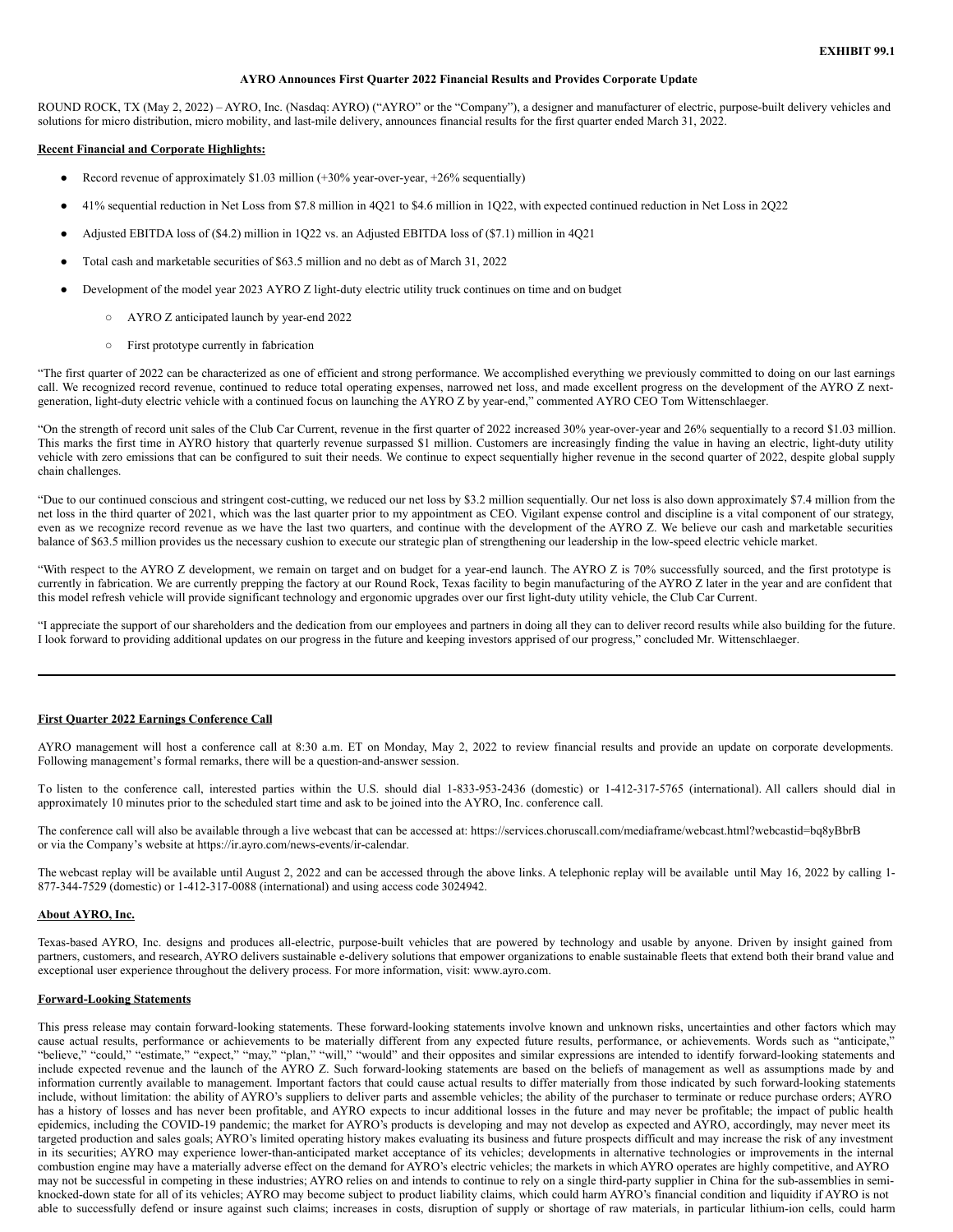**EXHIBIT 99.1**

**AYRO Announces First Quarter 2022 Financial Results and Provides Corporate Update**

ROUND ROCK, TX (May 2, 2022) – AYRO, Inc. (Nasdaq: AYRO) ("AYRO" or the "Company"), a designer and manufacturer of electric, purpose-built delivery vehicles and solutions for micro distribution, micro mobility, and last-mile delivery, announces financial results for the first quarter ended March 31, 2022.

**Recent Financial and Corporate Highlights:**

- Record revenue of approximately $1.03 million (+30% year-over-year, +26% sequentially)
- 41% sequential reduction in Net Loss from $7.8 million in 4Q21 to $4.6 million in 1Q22, with expected continued reduction in Net Loss in 2Q22
- Adjusted EBITDA loss of ($4.2) million in 1Q22 vs. an Adjusted EBITDA loss of ($7.1) million in 4Q21
- Total cash and marketable securities of $63.5 million and no debt as of March 31, 2022
- Development of the model year 2023 AYRO Z light-duty electric utility truck continues on time and on budget
  - AYRO Z anticipated launch by year-end 2022
  - First prototype currently in fabrication

"The first quarter of 2022 can be characterized as one of efficient and strong performance. We accomplished everything we previously committed to doing on our last earnings call. We recognized record revenue, continued to reduce total operating expenses, narrowed net loss, and made excellent progress on the development of the AYRO Z next-generation, light-duty electric vehicle with a continued focus on launching the AYRO Z by year-end," commented AYRO CEO Tom Wittenschlaeger.

"On the strength of record unit sales of the Club Car Current, revenue in the first quarter of 2022 increased 30% year-over-year and 26% sequentially to a record $1.03 million. This marks the first time in AYRO history that quarterly revenue surpassed $1 million. Customers are increasingly finding the value in having an electric, light-duty utility vehicle with zero emissions that can be configured to suit their needs. We continue to expect sequentially higher revenue in the second quarter of 2022, despite global supply chain challenges.

"Due to our continued conscious and stringent cost-cutting, we reduced our net loss by $3.2 million sequentially. Our net loss is also down approximately $7.4 million from the net loss in the third quarter of 2021, which was the last quarter prior to my appointment as CEO. Vigilant expense control and discipline is a vital component of our strategy, even as we recognize record revenue as we have the last two quarters, and continue with the development of the AYRO Z. We believe our cash and marketable securities balance of $63.5 million provides us the necessary cushion to execute our strategic plan of strengthening our leadership in the low-speed electric vehicle market.

"With respect to the AYRO Z development, we remain on target and on budget for a year-end launch. The AYRO Z is 70% successfully sourced, and the first prototype is currently in fabrication. We are currently prepping the factory at our Round Rock, Texas facility to begin manufacturing of the AYRO Z later in the year and are confident that this model refresh vehicle will provide significant technology and ergonomic upgrades over our first light-duty utility vehicle, the Club Car Current.

"I appreciate the support of our shareholders and the dedication from our employees and partners in doing all they can to deliver record results while also building for the future. I look forward to providing additional updates on our progress in the future and keeping investors apprised of our progress," concluded Mr. Wittenschlaeger.

---

**First Quarter 2022 Earnings Conference Call**

AYRO management will host a conference call at 8:30 a.m. ET on Monday, May 2, 2022 to review financial results and provide an update on corporate developments. Following management's formal remarks, there will be a question-and-answer session.

To listen to the conference call, interested parties within the U.S. should dial 1-833-953-2436 (domestic) or 1-412-317-5765 (international). All callers should dial in approximately 10 minutes prior to the scheduled start time and ask to be joined into the AYRO, Inc. conference call.

The conference call will also be available through a live webcast that can be accessed at: https://services.choruscall.com/mediaframe/webcast.html?webcastid=bq8yBbrB or via the Company's website at https://ir.ayro.com/news-events/ir-calendar.

The webcast replay will be available until August 2, 2022 and can be accessed through the above links. A telephonic replay will be available until May 16, 2022 by calling 1-877-344-7529 (domestic) or 1-412-317-0088 (international) and using access code 3024942.

**About AYRO, Inc.**

Texas-based AYRO, Inc. designs and produces all-electric, purpose-built vehicles that are powered by technology and usable by anyone. Driven by insight gained from partners, customers, and research, AYRO delivers sustainable e-delivery solutions that empower organizations to enable sustainable fleets that extend both their brand value and exceptional user experience throughout the delivery process. For more information, visit: www.ayro.com.

**Forward-Looking Statements**

This press release may contain forward-looking statements. These forward-looking statements involve known and unknown risks, uncertainties and other factors which may cause actual results, performance or achievements to be materially different from any expected future results, performance, or achievements. Words such as "anticipate," "believe," "could," "estimate," "expect," "may," "plan," "will," "would" and their opposites and similar expressions are intended to identify forward-looking statements and include expected revenue and the launch of the AYRO Z. Such forward-looking statements are based on the beliefs of management as well as assumptions made by and information currently available to management. Important factors that could cause actual results to differ materially from those indicated by such forward-looking statements include, without limitation: the ability of AYRO's suppliers to deliver parts and assemble vehicles; the ability of the purchaser to terminate or reduce purchase orders; AYRO has a history of losses and has never been profitable, and AYRO expects to incur additional losses in the future and may never be profitable; the impact of public health epidemics, including the COVID-19 pandemic; the market for AYRO's products is developing and may not develop as expected and AYRO, accordingly, may never meet its targeted production and sales goals; AYRO's limited operating history makes evaluating its business and future prospects difficult and may increase the risk of any investment in its securities; AYRO may experience lower-than-anticipated market acceptance of its vehicles; developments in alternative technologies or improvements in the internal combustion engine may have a materially adverse effect on the demand for AYRO's electric vehicles; the markets in which AYRO operates are highly competitive, and AYRO may not be successful in competing in these industries; AYRO relies on and intends to continue to rely on a single third-party supplier in China for the sub-assemblies in semi-knocked-down state for all of its vehicles; AYRO may become subject to product liability claims, which could harm AYRO's financial condition and liquidity if AYRO is not able to successfully defend or insure against such claims; increases in costs, disruption of supply or shortage of raw materials, in particular lithium-ion cells, could harm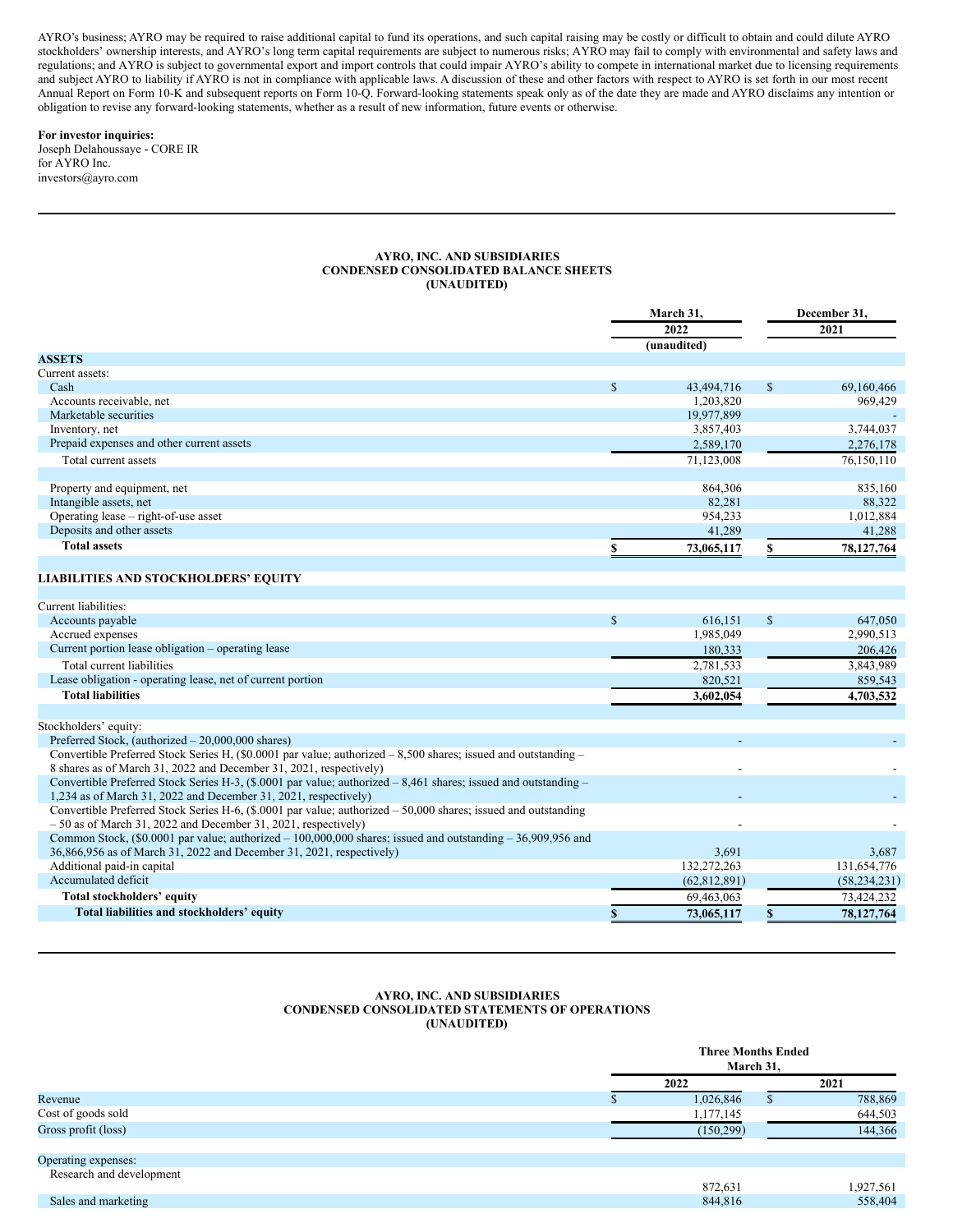AYRO's business; AYRO may be required to raise additional capital to fund its operations, and such capital raising may be costly or difficult to obtain and could dilute AYRO stockholders' ownership interests, and AYRO's long term capital requirements are subject to numerous risks; AYRO may fail to comply with environmental and safety laws and regulations; and AYRO is subject to governmental export and import controls that could impair AYRO's ability to compete in international market due to licensing requirements and subject AYRO to liability if AYRO is not in compliance with applicable laws. A discussion of these and other factors with respect to AYRO is set forth in our most recent Annual Report on Form 10-K and subsequent reports on Form 10-Q. Forward-looking statements speak only as of the date they are made and AYRO disclaims any intention or obligation to revise any forward-looking statements, whether as a result of new information, future events or otherwise.

**For investor inquiries:**
Joseph Delahoussaye - CORE IR
for AYRO Inc.
investors@ayro.com

---

**AYRO, INC. AND SUBSIDIARIES**
**CONDENSED CONSOLIDATED BALANCE SHEETS**
**(UNAUDITED)**

| | March 31, 2022 (unaudited) | December 31, 2021 |
|---|---|---|
| **ASSETS** | | |
| Current assets: | | |
| Cash | $ 43,494,716 | $ 69,160,466 |
| Accounts receivable, net | 1,203,820 | 969,429 |
| Marketable securities | 19,977,899 | - |
| Inventory, net | 3,857,403 | 3,744,037 |
| Prepaid expenses and other current assets | 2,589,170 | 2,276,178 |
| Total current assets | 71,123,008 | 76,150,110 |
| | | |
| Property and equipment, net | 864,306 | 835,160 |
| Intangible assets, net | 82,281 | 88,322 |
| Operating lease – right-of-use asset | 954,233 | 1,012,884 |
| Deposits and other assets | 41,289 | 41,288 |
| **Total assets** | **$ 73,065,117** | **$ 78,127,764** |
| | | |
| **LIABILITIES AND STOCKHOLDERS' EQUITY** | | |
| | | |
| Current liabilities: | | |
| Accounts payable | $ 616,151 | $ 647,050 |
| Accrued expenses | 1,985,049 | 2,990,513 |
| Current portion lease obligation – operating lease | 180,333 | 206,426 |
| Total current liabilities | 2,781,533 | 3,843,989 |
| Lease obligation - operating lease, net of current portion | 820,521 | 859,543 |
| **Total liabilities** | **3,602,054** | **4,703,532** |
| | | |
| Stockholders' equity: | | |
| Preferred Stock, (authorized – 20,000,000 shares) | - | - |
| Convertible Preferred Stock Series H, ($0.0001 par value; authorized – 8,500 shares; issued and outstanding – 8 shares as of March 31, 2022 and December 31, 2021, respectively) | - | - |
| Convertible Preferred Stock Series H-3, ($.0001 par value; authorized – 8,461 shares; issued and outstanding – 1,234 as of March 31, 2022 and December 31, 2021, respectively) | - | - |
| Convertible Preferred Stock Series H-6, ($.0001 par value; authorized – 50,000 shares; issued and outstanding – 50 as of March 31, 2022 and December 31, 2021, respectively) | - | - |
| Common Stock, ($0.0001 par value; authorized – 100,000,000 shares; issued and outstanding – 36,909,956 and 36,866,956 as of March 31, 2022 and December 31, 2021, respectively) | 3,691 | 3,687 |
| Additional paid-in capital | 132,272,263 | 131,654,776 |
| Accumulated deficit | (62,812,891) | (58,234,231) |
| **Total stockholders' equity** | 69,463,063 | 73,424,232 |
| **Total liabilities and stockholders' equity** | **$ 73,065,117** | **$ 78,127,764** |

---

**AYRO, INC. AND SUBSIDIARIES**
**CONDENSED CONSOLIDATED STATEMENTS OF OPERATIONS**
**(UNAUDITED)**

| | Three Months Ended March 31, | |
|---|---|---|
| | 2022 | 2021 |
| Revenue | $ 1,026,846 | $ 788,869 |
| Cost of goods sold | 1,177,145 | 644,503 |
| Gross profit (loss) | (150,299) | 144,366 |
| | | |
| Operating expenses: | | |
| Research and development | 872,631 | 1,927,561 |
| Sales and marketing | 844,816 | 558,404 |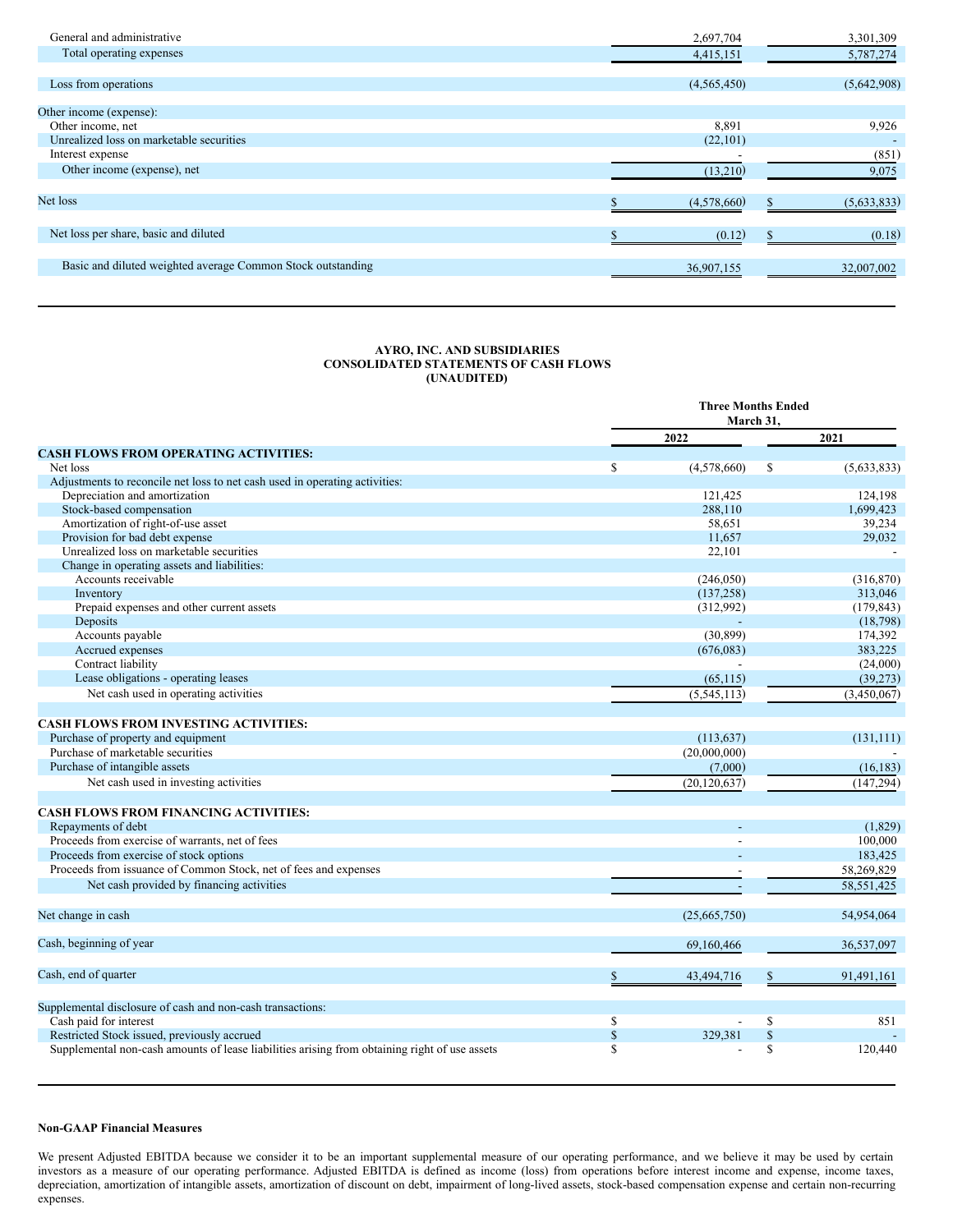| | | |
|---|---|---|
| General and administrative | 2,697,704 | 3,301,309 |
| Total operating expenses | 4,415,151 | 5,787,274 |
| | | |
| Loss from operations | (4,565,450) | (5,642,908) |
| | | |
| Other income (expense): | | |
| Other income, net | 8,891 | 9,926 |
| Unrealized loss on marketable securities | (22,101) | - |
| Interest expense | - | (851) |
| Other income (expense), net | (13,210) | 9,075 |
| | | |
| Net loss | $ (4,578,660) | $ (5,633,833) |
| | | |
| Net loss per share, basic and diluted | $ (0.12) | $ (0.18) |
| | | |
| Basic and diluted weighted average Common Stock outstanding | 36,907,155 | 32,007,002 |

**AYRO, INC. AND SUBSIDIARIES**
**CONSOLIDATED STATEMENTS OF CASH FLOWS**
**(UNAUDITED)**

| | Three Months Ended March 31, | |
|---|---|---|
| | 2022 | 2021 |
| **CASH FLOWS FROM OPERATING ACTIVITIES:** | | |
| Net loss | $ (4,578,660) | $ (5,633,833) |
| Adjustments to reconcile net loss to net cash used in operating activities: | | |
| Depreciation and amortization | 121,425 | 124,198 |
| Stock-based compensation | 288,110 | 1,699,423 |
| Amortization of right-of-use asset | 58,651 | 39,234 |
| Provision for bad debt expense | 11,657 | 29,032 |
| Unrealized loss on marketable securities | 22,101 | - |
| Change in operating assets and liabilities: | | |
| Accounts receivable | (246,050) | (316,870) |
| Inventory | (137,258) | 313,046 |
| Prepaid expenses and other current assets | (312,992) | (179,843) |
| Deposits | - | (18,798) |
| Accounts payable | (30,899) | 174,392 |
| Accrued expenses | (676,083) | 383,225 |
| Contract liability | - | (24,000) |
| Lease obligations - operating leases | (65,115) | (39,273) |
| Net cash used in operating activities | (5,545,113) | (3,450,067) |
| | | |
| **CASH FLOWS FROM INVESTING ACTIVITIES:** | | |
| Purchase of property and equipment | (113,637) | (131,111) |
| Purchase of marketable securities | (20,000,000) | - |
| Purchase of intangible assets | (7,000) | (16,183) |
| Net cash used in investing activities | (20,120,637) | (147,294) |
| | | |
| **CASH FLOWS FROM FINANCING ACTIVITIES:** | | |
| Repayments of debt | - | (1,829) |
| Proceeds from exercise of warrants, net of fees | - | 100,000 |
| Proceeds from exercise of stock options | - | 183,425 |
| Proceeds from issuance of Common Stock, net of fees and expenses | - | 58,269,829 |
| Net cash provided by financing activities | - | 58,551,425 |
| | | |
| Net change in cash | (25,665,750) | 54,954,064 |
| | | |
| Cash, beginning of year | 69,160,466 | 36,537,097 |
| | | |
| Cash, end of quarter | $ 43,494,716 | $ 91,491,161 |
| | | |
| Supplemental disclosure of cash and non-cash transactions: | | |
| Cash paid for interest | $ - | $ 851 |
| Restricted Stock issued, previously accrued | $ 329,381 | $ - |
| Supplemental non-cash amounts of lease liabilities arising from obtaining right of use assets | $ - | $ 120,440 |

**Non-GAAP Financial Measures**

We present Adjusted EBITDA because we consider it to be an important supplemental measure of our operating performance, and we believe it may be used by certain investors as a measure of our operating performance. Adjusted EBITDA is defined as income (loss) from operations before interest income and expense, income taxes, depreciation, amortization of intangible assets, amortization of discount on debt, impairment of long-lived assets, stock-based compensation expense and certain non-recurring expenses.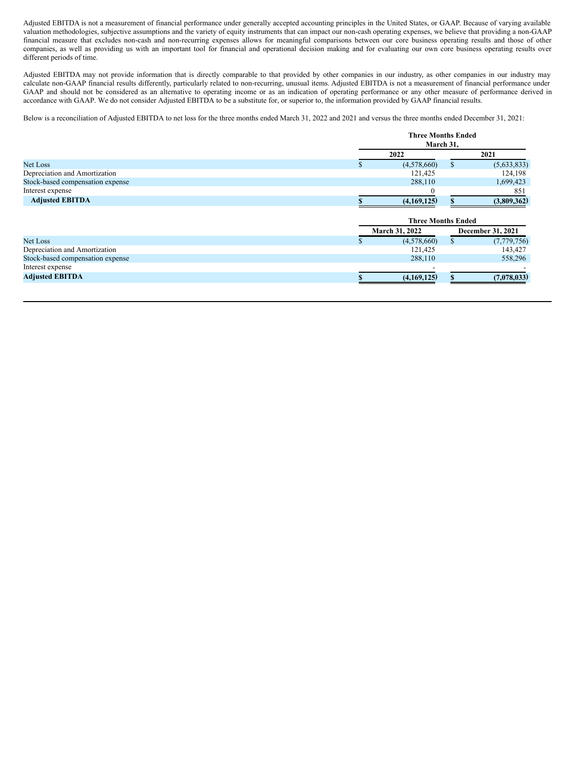Adjusted EBITDA is not a measurement of financial performance under generally accepted accounting principles in the United States, or GAAP. Because of varying available valuation methodologies, subjective assumptions and the variety of equity instruments that can impact our non-cash operating expenses, we believe that providing a non-GAAP financial measure that excludes non-cash and non-recurring expenses allows for meaningful comparisons between our core business operating results and those of other companies, as well as providing us with an important tool for financial and operational decision making and for evaluating our own core business operating results over different periods of time.

Adjusted EBITDA may not provide information that is directly comparable to that provided by other companies in our industry, as other companies in our industry may calculate non-GAAP financial results differently, particularly related to non-recurring, unusual items. Adjusted EBITDA is not a measurement of financial performance under GAAP and should not be considered as an alternative to operating income or as an indication of operating performance or any other measure of performance derived in accordance with GAAP. We do not consider Adjusted EBITDA to be a substitute for, or superior to, the information provided by GAAP financial results.

Below is a reconciliation of Adjusted EBITDA to net loss for the three months ended March 31, 2022 and 2021 and versus the three months ended December 31, 2021:

| | Three Months Ended March 31, | |
|---|---|---|
| | 2022 | 2021 |
| Net Loss | $ (4,578,660) | $ (5,633,833) |
| Depreciation and Amortization | 121,425 | 124,198 |
| Stock-based compensation expense | 288,110 | 1,699,423 |
| Interest expense | 0 | 851 |
| **Adjusted EBITDA** | **$ (4,169,125)** | **$ (3,809,362)** |

| | Three Months Ended | |
|---|---|---|
| | March 31, 2022 | December 31, 2021 |
| Net Loss | $ (4,578,660) | $ (7,779,756) |
| Depreciation and Amortization | 121,425 | 143,427 |
| Stock-based compensation expense | 288,110 | 558,296 |
| Interest expense | - | - |
| **Adjusted EBITDA** | **$ (4,169,125)** | **$ (7,078,033)** |